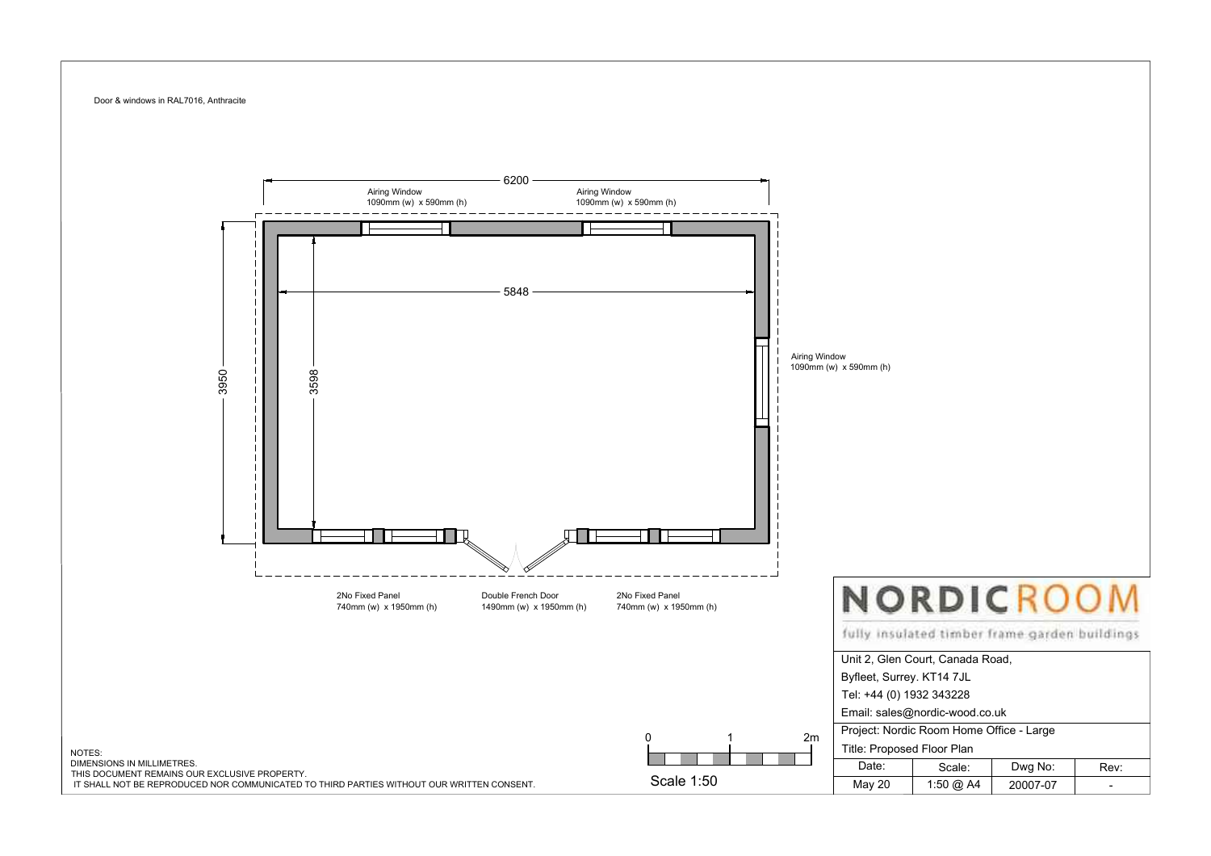Door & windows in RAL7016, Anthracite

6200

Airing Window
1090mm (w) x 590mm (h)

Airing Window
1090mm (w) x 590mm (h)

5848

3950

3598

Airing Window
1090mm (w) x 590mm (h)

2No Fixed Panel
740mm (w) x 1950mm (h)

Double French Door
1490mm (w) x 1950mm (h)

2No Fixed Panel
740mm (w) x 1950mm (h)

0 1 2m

Scale 1:50

# NORDICROOM

fully insulated timber frame garden buildings

Unit 2, Glen Court, Canada Road,
Byfleet, Surrey. KT14 7JL
Tel: +44 (0) 1932 343228
Email: sales@nordic-wood.co.uk

Project: Nordic Room Home Office - Large

Title: Proposed Floor Plan

| Date: | Scale: | Dwg No: | Rev: |
|---|---|---|---|
| May 20 | 1:50 @ A4 | 20007-07 | - |

NOTES:
DIMENSIONS IN MILLIMETRES.
THIS DOCUMENT REMAINS OUR EXCLUSIVE PROPERTY.
IT SHALL NOT BE REPRODUCED NOR COMMUNICATED TO THIRD PARTIES WITHOUT OUR WRITTEN CONSENT.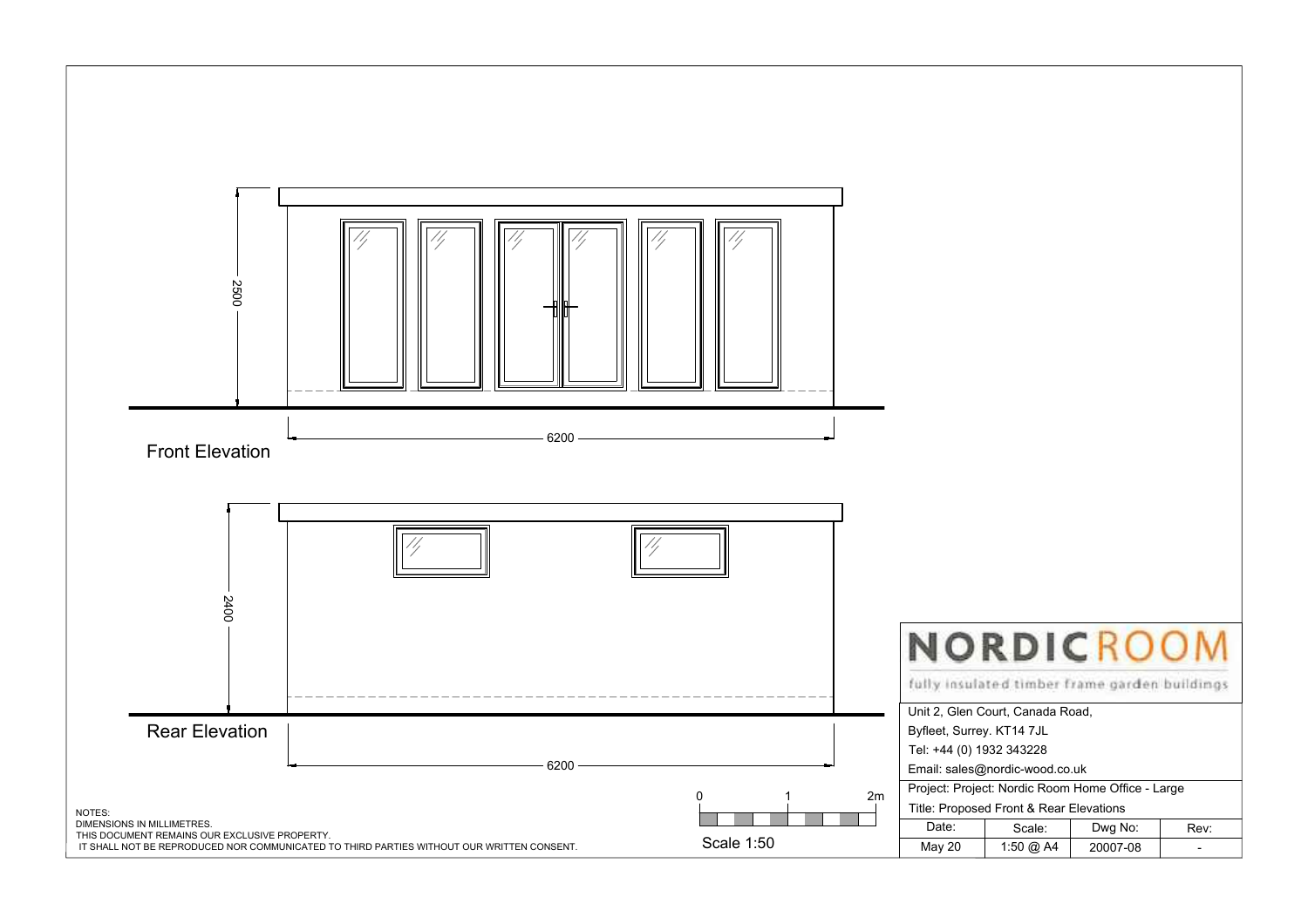2500

6200

Front Elevation

2400

Rear Elevation

6200

0 1 2m

Scale 1:50

NOTES:
DIMENSIONS IN MILLIMETRES.
THIS DOCUMENT REMAINS OUR EXCLUSIVE PROPERTY.
IT SHALL NOT BE REPRODUCED NOR COMMUNICATED TO THIRD PARTIES WITHOUT OUR WRITTEN CONSENT.

NORDICROOM

fully insulated timber frame garden buildings

Unit 2, Glen Court, Canada Road,
Byfleet, Surrey. KT14 7JL
Tel: +44 (0) 1932 343228
Email: sales@nordic-wood.co.uk

Project: Project: Nordic Room Home Office - Large
Title: Proposed Front & Rear Elevations

| Date: | Scale: | Dwg No: | Rev: |
| --- | --- | --- | --- |
| May 20 | 1:50 @ A4 | 20007-08 | - |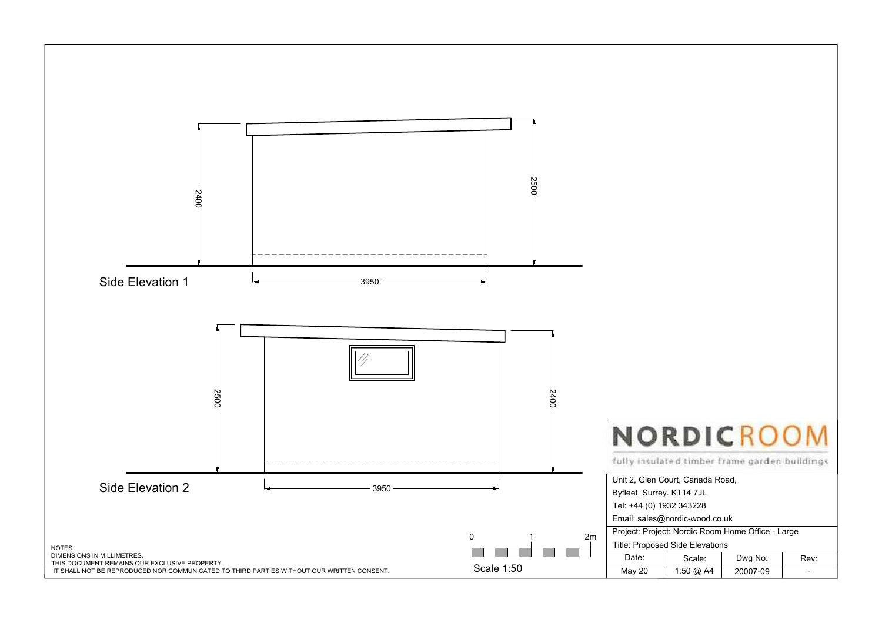2400

2500

3950

Side Elevation 1

2500

2400

3950

Side Elevation 2

0 1 2m

Scale 1:50

NOTES:
DIMENSIONS IN MILLIMETRES.
THIS DOCUMENT REMAINS OUR EXCLUSIVE PROPERTY.
IT SHALL NOT BE REPRODUCED NOR COMMUNICATED TO THIRD PARTIES WITHOUT OUR WRITTEN CONSENT.

**NORDICROOM**

fully insulated timber frame garden buildings

Unit 2, Glen Court, Canada Road,
Byfleet, Surrey. KT14 7JL
Tel: +44 (0) 1932 343228
Email: sales@nordic-wood.co.uk

Project: Project: Nordic Room Home Office - Large
Title: Proposed Side Elevations

| Date: | Scale: | Dwg No: | Rev: |
|---|---|---|---|
| May 20 | 1:50 @ A4 | 20007-09 | - |